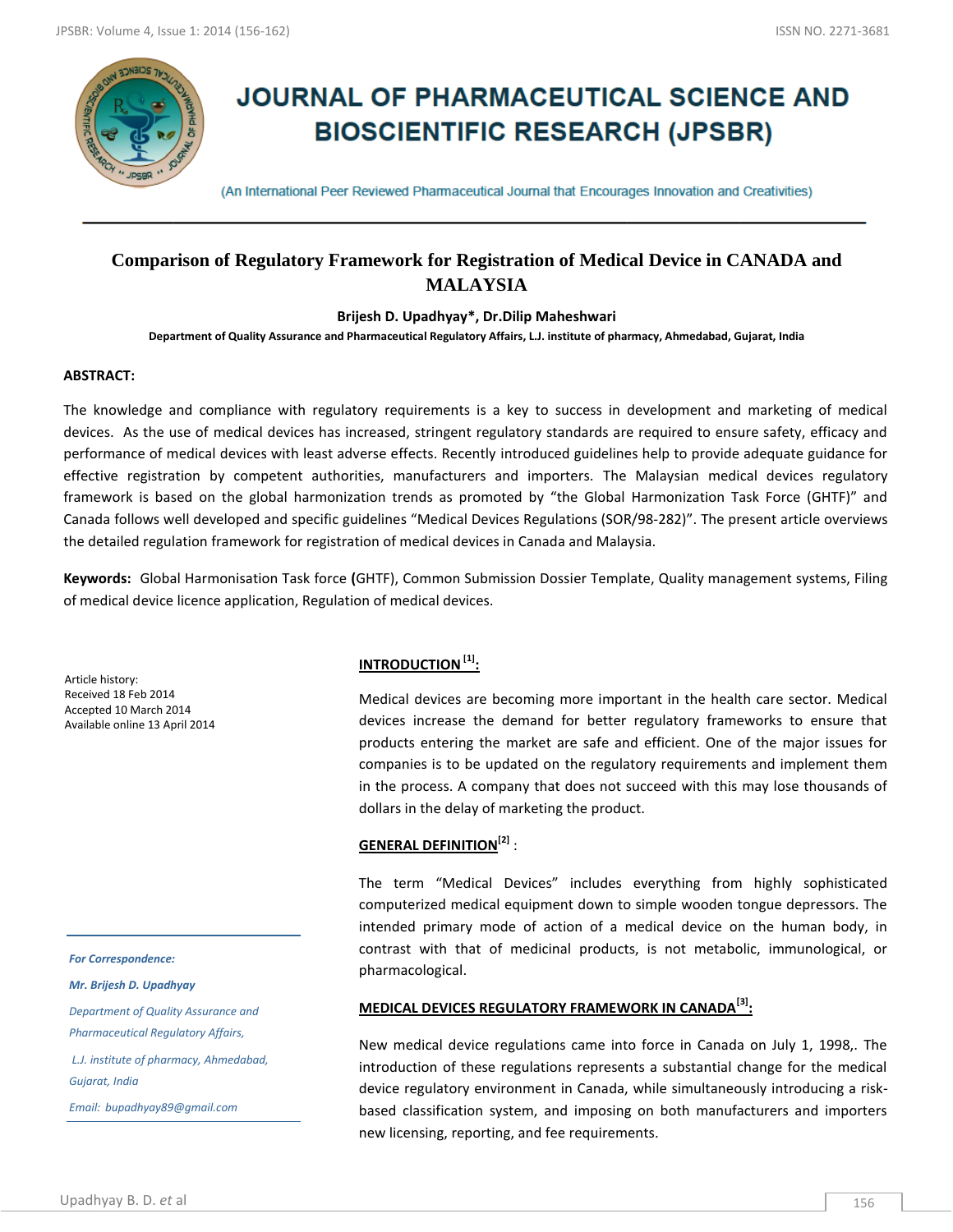# JOURNAL OF PHARMACEUTICAL SCIENCE AND BIOSCIENTIFIC RESEARCH (JPSBR)

(An International Peer Reviewed Pharmaceutical Journal that Encourages Innovation and Creativities)

## Comparison of Regulatory Framework for Registration of Medical Device in CANADA and MALAYSIA

**Brijesh D. Upadhyay*, Dr.Dilip Maheshwari**

**Department of Quality Assurance and Pharmaceutical Regulatory Affairs, L.J. institute of pharmacy, Ahmedabad, Gujarat, India**

**ABSTRACT:**

The knowledge and compliance with regulatory requirements is a key to success in development and marketing of medical devices. As the use of medical devices has increased, stringent regulatory standards are required to ensure safety, efficacy and performance of medical devices with least adverse effects. Recently introduced guidelines help to provide adequate guidance for effective registration by competent authorities, manufacturers and importers. The Malaysian medical devices regulatory framework is based on the global harmonization trends as promoted by "the Global Harmonization Task Force (GHTF)" and Canada follows well developed and specific guidelines "Medical Devices Regulations (SOR/98-282)". The present article overviews the detailed regulation framework for registration of medical devices in Canada and Malaysia.

**Keywords:** Global Harmonisation Task force **(**GHTF), Common Submission Dossier Template, Quality management systems, Filing of medical device licence application, Regulation of medical devices.

Article history:
Received 18 Feb 2014
Accepted 10 March 2014
Available online 13 April 2014

*For Correspondence:*

***Mr. Brijesh D. Upadhyay***

*Department of Quality Assurance and Pharmaceutical Regulatory Affairs,*

*L.J. institute of pharmacy, Ahmedabad, Gujarat, India*

*Email: bupadhyay89@gmail.com*

### INTRODUCTION [1]:

Medical devices are becoming more important in the health care sector. Medical devices increase the demand for better regulatory frameworks to ensure that products entering the market are safe and efficient. One of the major issues for companies is to be updated on the regulatory requirements and implement them in the process. A company that does not succeed with this may lose thousands of dollars in the delay of marketing the product.

### GENERAL DEFINITION[2] :

The term "Medical Devices" includes everything from highly sophisticated computerized medical equipment down to simple wooden tongue depressors. The intended primary mode of action of a medical device on the human body, in contrast with that of medicinal products, is not metabolic, immunological, or pharmacological.

### MEDICAL DEVICES REGULATORY FRAMEWORK IN CANADA[3]:

New medical device regulations came into force in Canada on July 1, 1998,. The introduction of these regulations represents a substantial change for the medical device regulatory environment in Canada, while simultaneously introducing a risk-based classification system, and imposing on both manufacturers and importers new licensing, reporting, and fee requirements.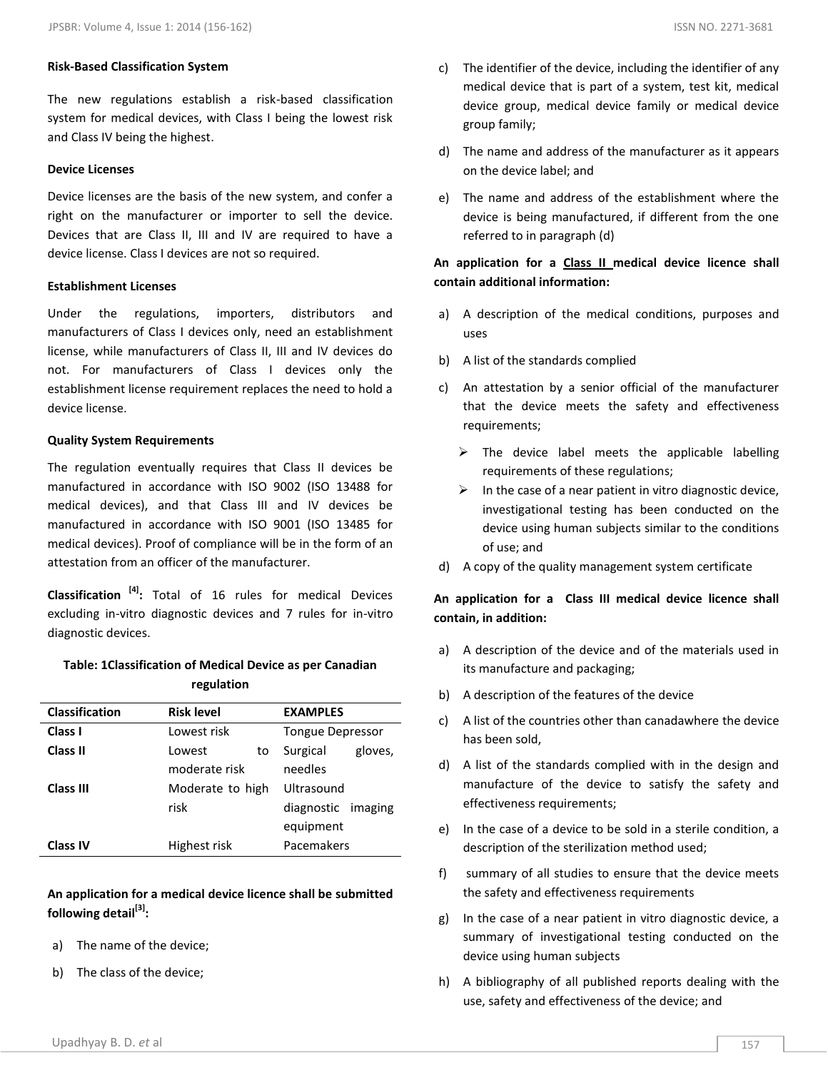**Risk-Based Classification System**

The new regulations establish a risk-based classification system for medical devices, with Class I being the lowest risk and Class IV being the highest.

**Device Licenses**

Device licenses are the basis of the new system, and confer a right on the manufacturer or importer to sell the device. Devices that are Class II, III and IV are required to have a device license. Class I devices are not so required.

**Establishment Licenses**

Under the regulations, importers, distributors and manufacturers of Class I devices only, need an establishment license, while manufacturers of Class II, III and IV devices do not. For manufacturers of Class I devices only the establishment license requirement replaces the need to hold a device license.

**Quality System Requirements**

The regulation eventually requires that Class II devices be manufactured in accordance with ISO 9002 (ISO 13488 for medical devices), and that Class III and IV devices be manufactured in accordance with ISO 9001 (ISO 13485 for medical devices). Proof of compliance will be in the form of an attestation from an officer of the manufacturer.

**Classification [4]:** Total of 16 rules for medical Devices excluding in-vitro diagnostic devices and 7 rules for in-vitro diagnostic devices.

**Table: 1Classification of Medical Device as per Canadian regulation**

| Classification | Risk level | EXAMPLES |
|---|---|---|
| **Class I** | Lowest risk | Tongue Depressor |
| **Class II** | Lowest to moderate risk | Surgical gloves, needles |
| **Class III** | Moderate to high risk | Ultrasound diagnostic imaging equipment |
| **Class IV** | Highest risk | Pacemakers |

**An application for a medical device licence shall be submitted following detail[3]:**

a) The name of the device;

b) The class of the device;

c) The identifier of the device, including the identifier of any medical device that is part of a system, test kit, medical device group, medical device family or medical device group family;

d) The name and address of the manufacturer as it appears on the device label; and

e) The name and address of the establishment where the device is being manufactured, if different from the one referred to in paragraph (d)

**An application for a <u>Class II</u> medical device licence shall contain additional information:**

a) A description of the medical conditions, purposes and uses

b) A list of the standards complied

c) An attestation by a senior official of the manufacturer that the device meets the safety and effectiveness requirements;

- The device label meets the applicable labelling requirements of these regulations;
- In the case of a near patient in vitro diagnostic device, investigational testing has been conducted on the device using human subjects similar to the conditions of use; and

d) A copy of the quality management system certificate

**An application for a Class III medical device licence shall contain, in addition:**

a) A description of the device and of the materials used in its manufacture and packaging;

b) A description of the features of the device

c) A list of the countries other than canadawhere the device has been sold,

d) A list of the standards complied with in the design and manufacture of the device to satisfy the safety and effectiveness requirements;

e) In the case of a device to be sold in a sterile condition, a description of the sterilization method used;

f) summary of all studies to ensure that the device meets the safety and effectiveness requirements

g) In the case of a near patient in vitro diagnostic device, a summary of investigational testing conducted on the device using human subjects

h) A bibliography of all published reports dealing with the use, safety and effectiveness of the device; and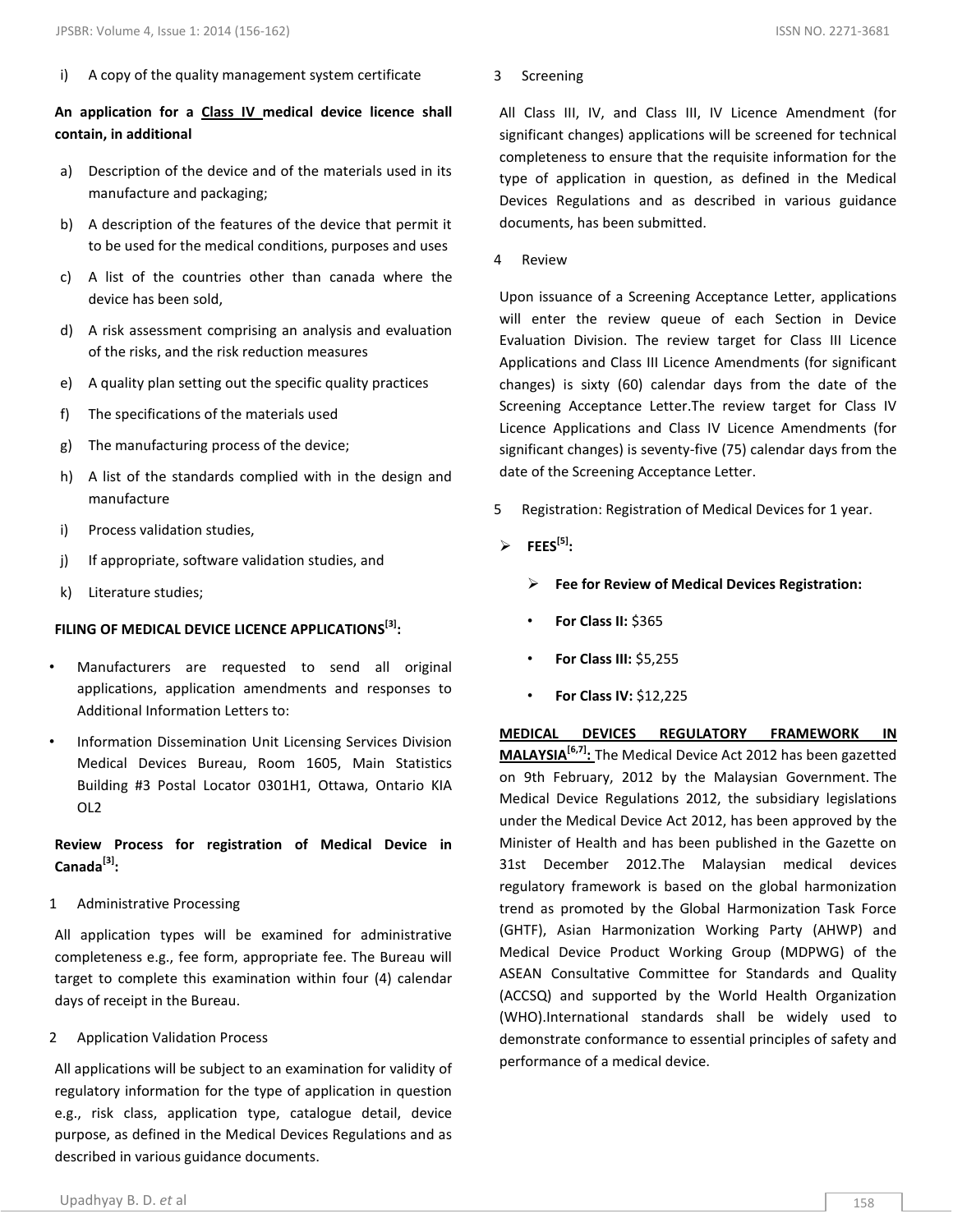i) A copy of the quality management system certificate

**An application for a Class IV medical device licence shall contain, in additional**

a) Description of the device and of the materials used in its manufacture and packaging;
b) A description of the features of the device that permit it to be used for the medical conditions, purposes and uses
c) A list of the countries other than canada where the device has been sold,
d) A risk assessment comprising an analysis and evaluation of the risks, and the risk reduction measures
e) A quality plan setting out the specific quality practices
f) The specifications of the materials used
g) The manufacturing process of the device;
h) A list of the standards complied with in the design and manufacture
i) Process validation studies,
j) If appropriate, software validation studies, and
k) Literature studies;

**FILING OF MEDICAL DEVICE LICENCE APPLICATIONS[3]:**

- Manufacturers are requested to send all original applications, application amendments and responses to Additional Information Letters to:
- Information Dissemination Unit Licensing Services Division Medical Devices Bureau, Room 1605, Main Statistics Building #3 Postal Locator 0301H1, Ottawa, Ontario KIA OL2

**Review Process for registration of Medical Device in Canada[3]:**

1 Administrative Processing

All application types will be examined for administrative completeness e.g., fee form, appropriate fee. The Bureau will target to complete this examination within four (4) calendar days of receipt in the Bureau.

2 Application Validation Process

All applications will be subject to an examination for validity of regulatory information for the type of application in question e.g., risk class, application type, catalogue detail, device purpose, as defined in the Medical Devices Regulations and as described in various guidance documents.

3 Screening

All Class III, IV, and Class III, IV Licence Amendment (for significant changes) applications will be screened for technical completeness to ensure that the requisite information for the type of application in question, as defined in the Medical Devices Regulations and as described in various guidance documents, has been submitted.

4 Review

Upon issuance of a Screening Acceptance Letter, applications will enter the review queue of each Section in Device Evaluation Division. The review target for Class III Licence Applications and Class III Licence Amendments (for significant changes) is sixty (60) calendar days from the date of the Screening Acceptance Letter.The review target for Class IV Licence Applications and Class IV Licence Amendments (for significant changes) is seventy-five (75) calendar days from the date of the Screening Acceptance Letter.

5 Registration: Registration of Medical Devices for 1 year.

- **FEES[5]:**
  - **Fee for Review of Medical Devices Registration:**
  - **For Class II:** $365
  - **For Class III:** $5,255
  - **For Class IV:** $12,225

**MEDICAL DEVICES REGULATORY FRAMEWORK IN MALAYSIA[6,7]:** The Medical Device Act 2012 has been gazetted on 9th February, 2012 by the Malaysian Government. The Medical Device Regulations 2012, the subsidiary legislations under the Medical Device Act 2012, has been approved by the Minister of Health and has been published in the Gazette on 31st December 2012.The Malaysian medical devices regulatory framework is based on the global harmonization trend as promoted by the Global Harmonization Task Force (GHTF), Asian Harmonization Working Party (AHWP) and Medical Device Product Working Group (MDPWG) of the ASEAN Consultative Committee for Standards and Quality (ACCSQ) and supported by the World Health Organization (WHO).International standards shall be widely used to demonstrate conformance to essential principles of safety and performance of a medical device.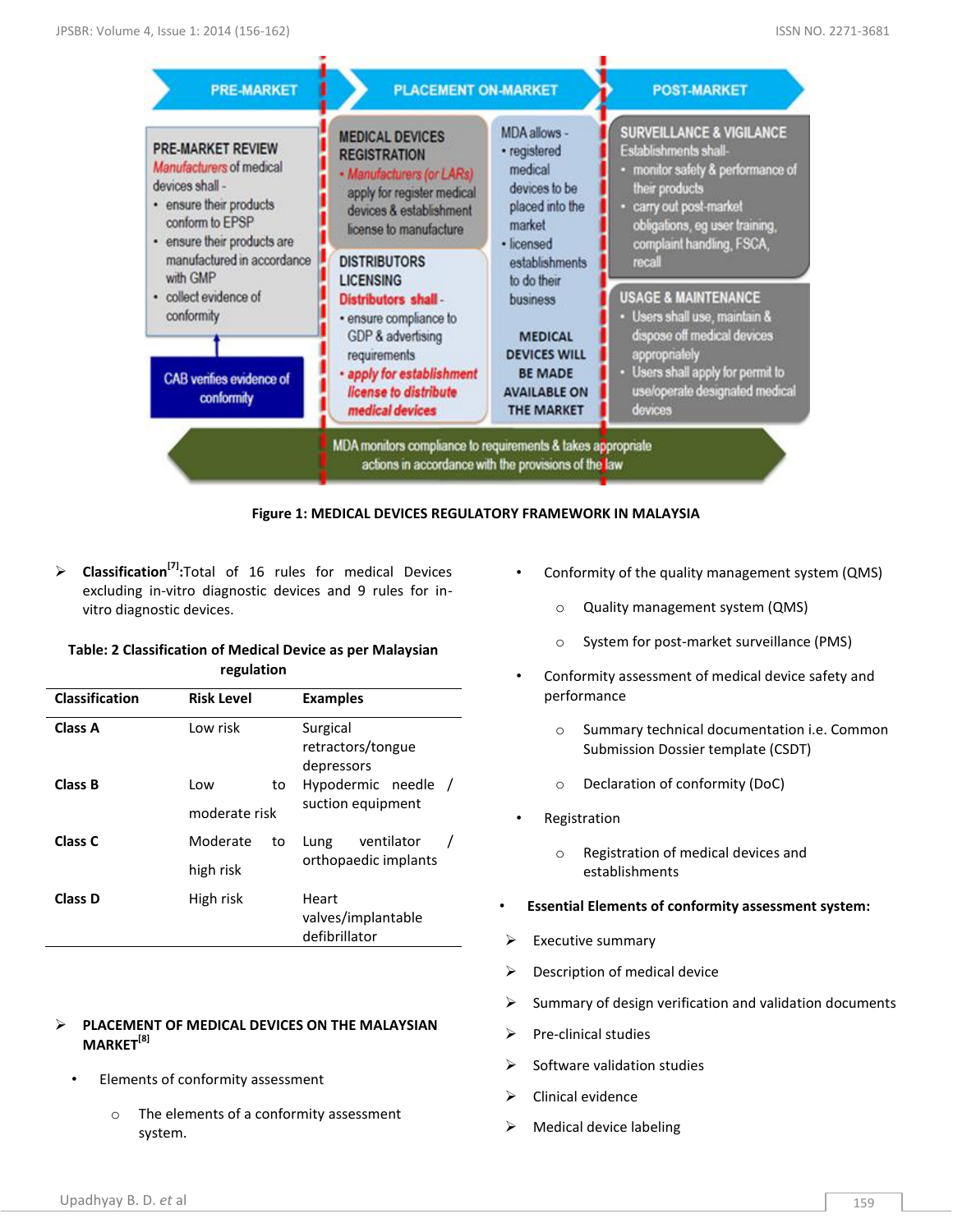**Figure 1: MEDICAL DEVICES REGULATORY FRAMEWORK IN MALAYSIA**

➢ **Classification[7]:** Total of 16 rules for medical Devices excluding in-vitro diagnostic devices and 9 rules for in-vitro diagnostic devices.

**Table: 2 Classification of Medical Device as per Malaysian regulation**

| Classification | Risk Level | Examples |
|---|---|---|
| **Class A** | Low risk | Surgical retractors/tongue depressors |
| **Class B** | Low to moderate risk | Hypodermic needle / suction equipment |
| **Class C** | Moderate to high risk | Lung ventilator / orthopaedic implants |
| **Class D** | High risk | Heart valves/implantable defibrillator |

➢ **PLACEMENT OF MEDICAL DEVICES ON THE MALAYSIAN MARKET[8]**

- Elements of conformity assessment
  - The elements of a conformity assessment system.
- Conformity of the quality management system (QMS)
  - Quality management system (QMS)
  - System for post-market surveillance (PMS)
- Conformity assessment of medical device safety and performance
  - Summary technical documentation i.e. Common Submission Dossier template (CSDT)
  - Declaration of conformity (DoC)
- Registration
  - Registration of medical devices and establishments

- **Essential Elements of conformity assessment system:**

➢ Executive summary

➢ Description of medical device

➢ Summary of design verification and validation documents

➢ Pre-clinical studies

➢ Software validation studies

➢ Clinical evidence

➢ Medical device labeling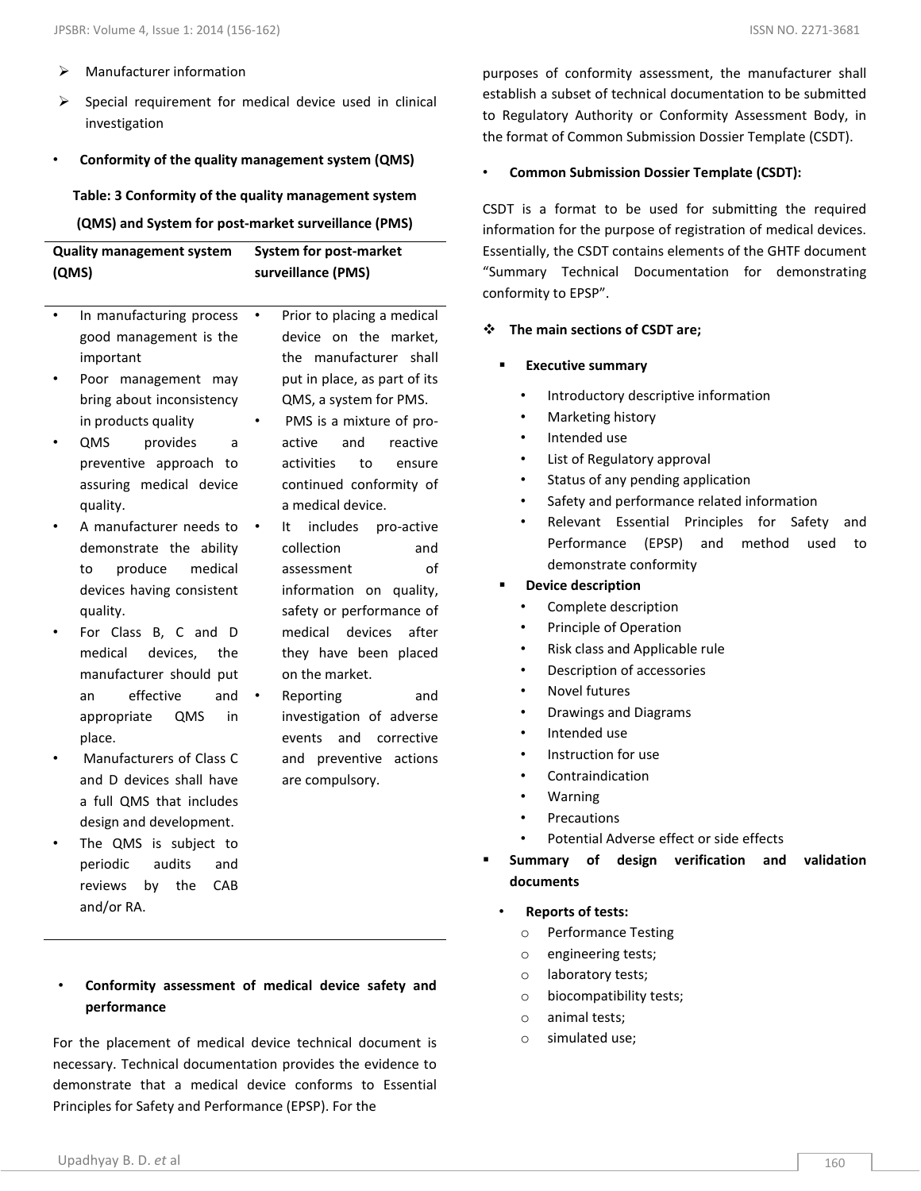- Manufacturer information
- Special requirement for medical device used in clinical investigation

- **Conformity of the quality management system (QMS)**

**Table: 3 Conformity of the quality management system (QMS) and System for post-market surveillance (PMS)**

| Quality management system (QMS) | System for post-market surveillance (PMS) |
|---|---|
| • In manufacturing process good management is the important<br>• Poor management may bring about inconsistency in products quality<br>• QMS provides a preventive approach to assuring medical device quality.<br>• A manufacturer needs to demonstrate the ability to produce medical devices having consistent quality.<br>• For Class B, C and D medical devices, the manufacturer should put an effective and appropriate QMS in place.<br>• Manufacturers of Class C and D devices shall have a full QMS that includes design and development.<br>• The QMS is subject to periodic audits and reviews by the CAB and/or RA. | • Prior to placing a medical device on the market, the manufacturer shall put in place, as part of its QMS, a system for PMS.<br>• PMS is a mixture of pro-active and reactive activities to ensure continued conformity of a medical device.<br>• It includes pro-active collection and assessment of information on quality, safety or performance of medical devices after they have been placed on the market.<br>• Reporting and investigation of adverse events and corrective and preventive actions are compulsory. |

- **Conformity assessment of medical device safety and performance**

For the placement of medical device technical document is necessary. Technical documentation provides the evidence to demonstrate that a medical device conforms to Essential Principles for Safety and Performance (EPSP). For the purposes of conformity assessment, the manufacturer shall establish a subset of technical documentation to be submitted to Regulatory Authority or Conformity Assessment Body, in the format of Common Submission Dossier Template (CSDT).

- **Common Submission Dossier Template (CSDT):**

CSDT is a format to be used for submitting the required information for the purpose of registration of medical devices. Essentially, the CSDT contains elements of the GHTF document "Summary Technical Documentation for demonstrating conformity to EPSP".

- **The main sections of CSDT are;**
  - **Executive summary**
    - Introductory descriptive information
    - Marketing history
    - Intended use
    - List of Regulatory approval
    - Status of any pending application
    - Safety and performance related information
    - Relevant Essential Principles for Safety and Performance (EPSP) and method used to demonstrate conformity
  - **Device description**
    - Complete description
    - Principle of Operation
    - Risk class and Applicable rule
    - Description of accessories
    - Novel futures
    - Drawings and Diagrams
    - Intended use
    - Instruction for use
    - Contraindication
    - Warning
    - Precautions
    - Potential Adverse effect or side effects
  - **Summary of design verification and validation documents**
    - **Reports of tests:**
      - Performance Testing
      - engineering tests;
      - laboratory tests;
      - biocompatibility tests;
      - animal tests;
      - simulated use;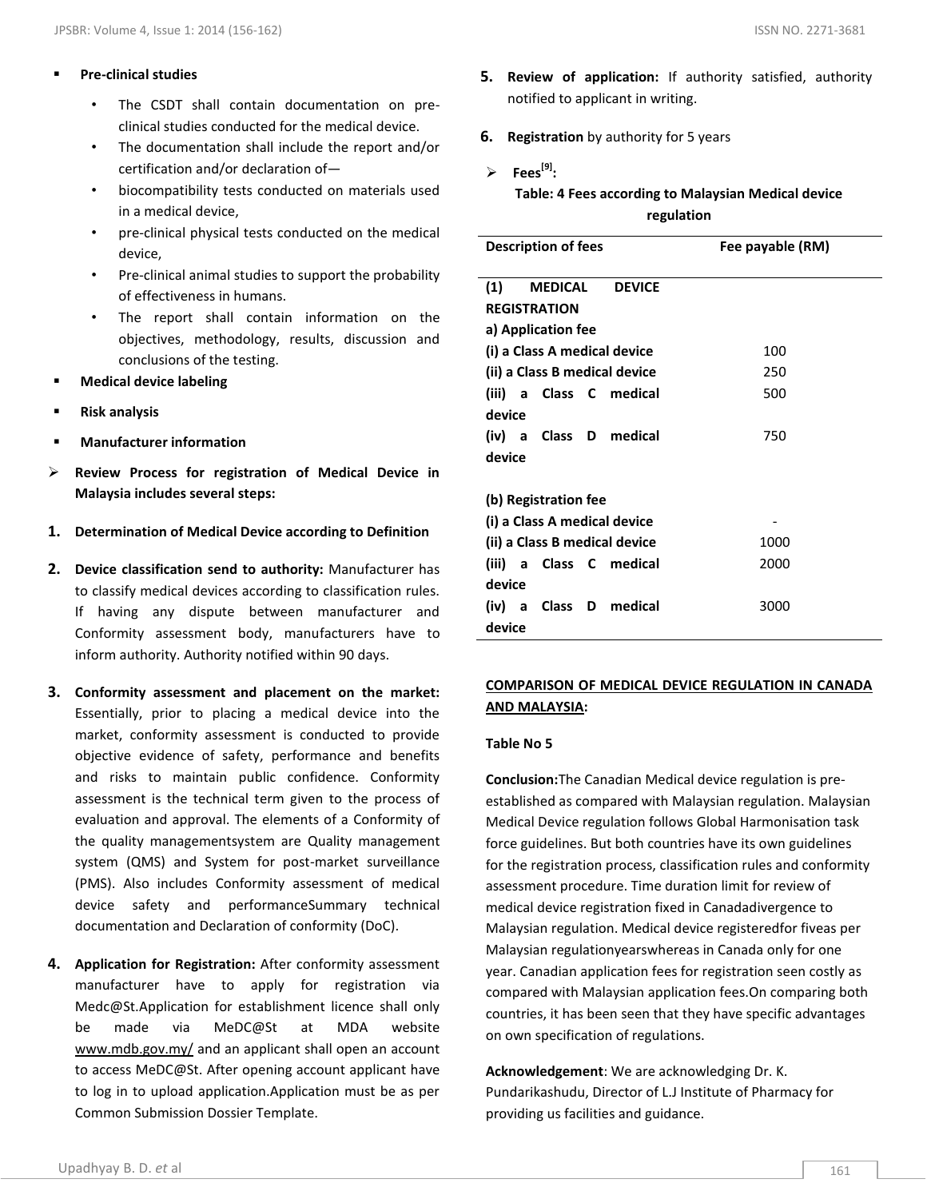- **Pre-clinical studies**
    - The CSDT shall contain documentation on pre-clinical studies conducted for the medical device.
    - The documentation shall include the report and/or certification and/or declaration of—
    - biocompatibility tests conducted on materials used in a medical device,
    - pre-clinical physical tests conducted on the medical device,
    - Pre-clinical animal studies to support the probability of effectiveness in humans.
    - The report shall contain information on the objectives, methodology, results, discussion and conclusions of the testing.
- **Medical device labeling**
- **Risk analysis**
- **Manufacturer information**

- **Review Process for registration of Medical Device in Malaysia includes several steps:**

1. **Determination of Medical Device according to Definition**
2. **Device classification send to authority:** Manufacturer has to classify medical devices according to classification rules. If having any dispute between manufacturer and Conformity assessment body, manufacturers have to inform authority. Authority notified within 90 days.
3. **Conformity assessment and placement on the market:** Essentially, prior to placing a medical device into the market, conformity assessment is conducted to provide objective evidence of safety, performance and benefits and risks to maintain public confidence. Conformity assessment is the technical term given to the process of evaluation and approval. The elements of a Conformity of the quality managementsystem are Quality management system (QMS) and System for post-market surveillance (PMS). Also includes Conformity assessment of medical device safety and performanceSummary technical documentation and Declaration of conformity (DoC).
4. **Application for Registration:** After conformity assessment manufacturer have to apply for registration via Medc@St.Application for establishment licence shall only be made via MeDC@St at MDA website www.mdb.gov.my/ and an applicant shall open an account to access MeDC@St. After opening account applicant have to log in to upload application.Application must be as per Common Submission Dossier Template.
5. **Review of application:** If authority satisfied, authority notified to applicant in writing.
6. **Registration** by authority for 5 years

- **Fees[9]:**

**Table: 4 Fees according to Malaysian Medical device regulation**

| Description of fees | Fee payable (RM) |
|---|---|
| **(1) MEDICAL DEVICE REGISTRATION** | |
| **a) Application fee** | |
| **(i) a Class A medical device** | 100 |
| **(ii) a Class B medical device** | 250 |
| **(iii) a Class C medical device** | 500 |
| **(iv) a Class D medical device** | 750 |
| **(b) Registration fee** | |
| **(i) a Class A medical device** | - |
| **(ii) a Class B medical device** | 1000 |
| **(iii) a Class C medical device** | 2000 |
| **(iv) a Class D medical device** | 3000 |

**COMPARISON OF MEDICAL DEVICE REGULATION IN CANADA AND MALAYSIA:**

**Table No 5**

**Conclusion:**The Canadian Medical device regulation is pre-established as compared with Malaysian regulation. Malaysian Medical Device regulation follows Global Harmonisation task force guidelines. But both countries have its own guidelines for the registration process, classification rules and conformity assessment procedure. Time duration limit for review of medical device registration fixed in Canadadivergence to Malaysian regulation. Medical device registeredfor fiveas per Malaysian regulationyearswhereas in Canada only for one year. Canadian application fees for registration seen costly as compared with Malaysian application fees.On comparing both countries, it has been seen that they have specific advantages on own specification of regulations.

**Acknowledgement**: We are acknowledging Dr. K. Pundarikashudu, Director of L.J Institute of Pharmacy for providing us facilities and guidance.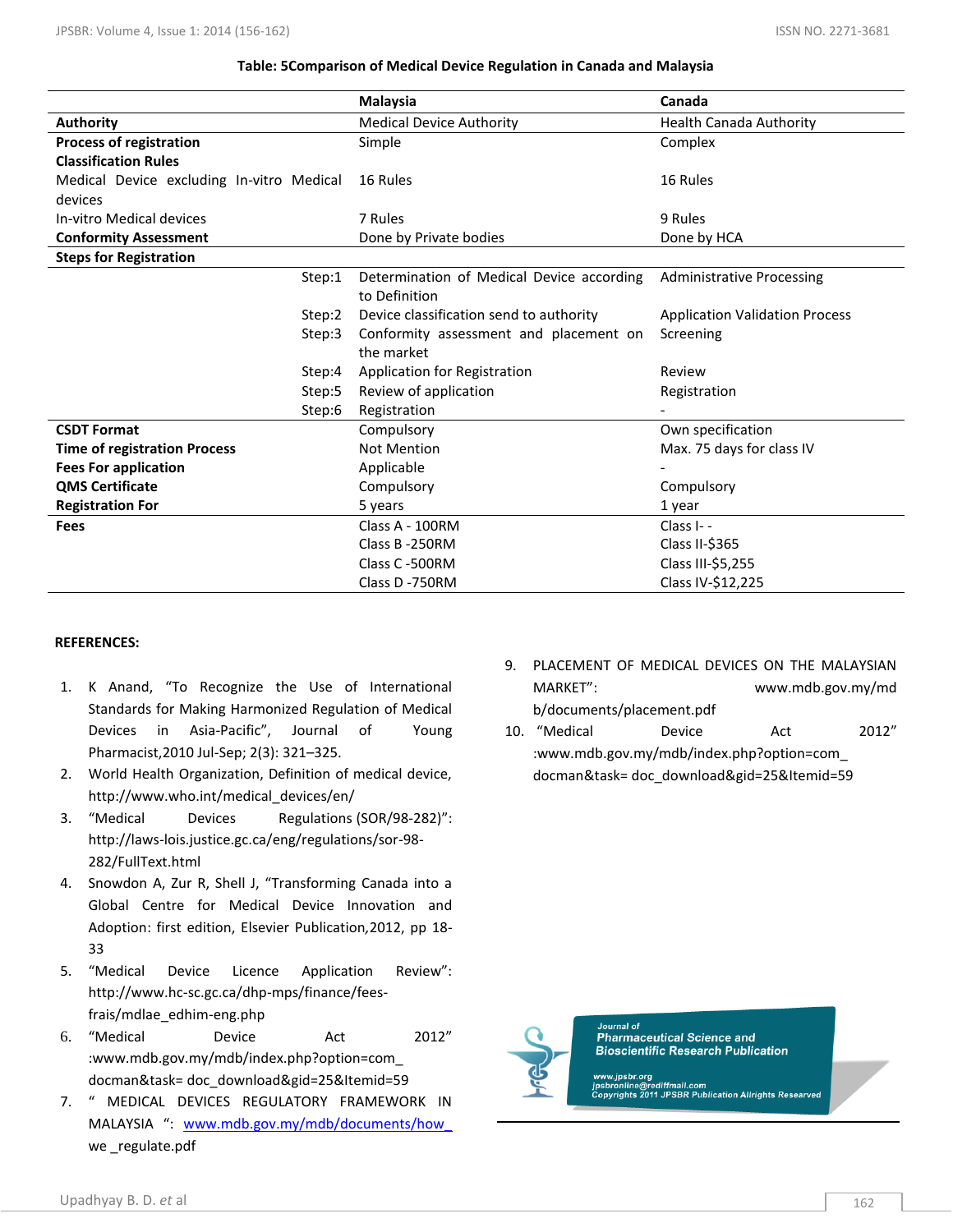**Table: 5Comparison of Medical Device Regulation in Canada and Malaysia**

| | | Malaysia | Canada |
|---|---|---|---|
| **Authority** | | Medical Device Authority | Health Canada Authority |
| **Process of registration** | | Simple | Complex |
| **Classification Rules** | | | |
| Medical Device excluding In-vitro Medical devices | | 16 Rules | 16 Rules |
| In-vitro Medical devices | | 7 Rules | 9 Rules |
| **Conformity Assessment** | | Done by Private bodies | Done by HCA |
| **Steps for Registration** | | | |
| | Step:1 | Determination of Medical Device according to Definition | Administrative Processing |
| | Step:2 | Device classification send to authority | Application Validation Process |
| | Step:3 | Conformity assessment and placement on the market | Screening |
| | Step:4 | Application for Registration | Review |
| | Step:5 | Review of application | Registration |
| | Step:6 | Registration | - |
| **CSDT Format** | | Compulsory | Own specification |
| **Time of registration Process** | | Not Mention | Max. 75 days for class IV |
| **Fees For application** | | Applicable | - |
| **QMS Certificate** | | Compulsory | Compulsory |
| **Registration For** | | 5 years | 1 year |
| **Fees** | | Class A - 100RM<br>Class B -250RM<br>Class C -500RM<br>Class D -750RM | Class I- -<br>Class II-$365<br>Class III-$5,255<br>Class IV-$12,225 |

**REFERENCES:**

1. K Anand, "To Recognize the Use of International Standards for Making Harmonized Regulation of Medical Devices in Asia-Pacific", Journal of Young Pharmacist,2010 Jul-Sep; 2(3): 321–325.
2. World Health Organization, Definition of medical device, http://www.who.int/medical_devices/en/
3. "Medical Devices Regulations (SOR/98-282)": http://laws-lois.justice.gc.ca/eng/regulations/sor-98-282/FullText.html
4. Snowdon A, Zur R, Shell J, "Transforming Canada into a Global Centre for Medical Device Innovation and Adoption: first edition, Elsevier Publication,2012, pp 18-33
5. "Medical Device Licence Application Review": http://www.hc-sc.gc.ca/dhp-mps/finance/fees-frais/mdlae_edhim-eng.php
6. "Medical Device Act 2012" :www.mdb.gov.my/mdb/index.php?option=com_docman&task= doc_download&gid=25&Itemid=59
7. " MEDICAL DEVICES REGULATORY FRAMEWORK IN MALAYSIA ": www.mdb.gov.my/mdb/documents/how_we _regulate.pdf
9. PLACEMENT OF MEDICAL DEVICES ON THE MALAYSIAN MARKET": www.mdb.gov.my/mdb/documents/placement.pdf
10. "Medical Device Act 2012" :www.mdb.gov.my/mdb/index.php?option=com_docman&task= doc_download&gid=25&Itemid=59